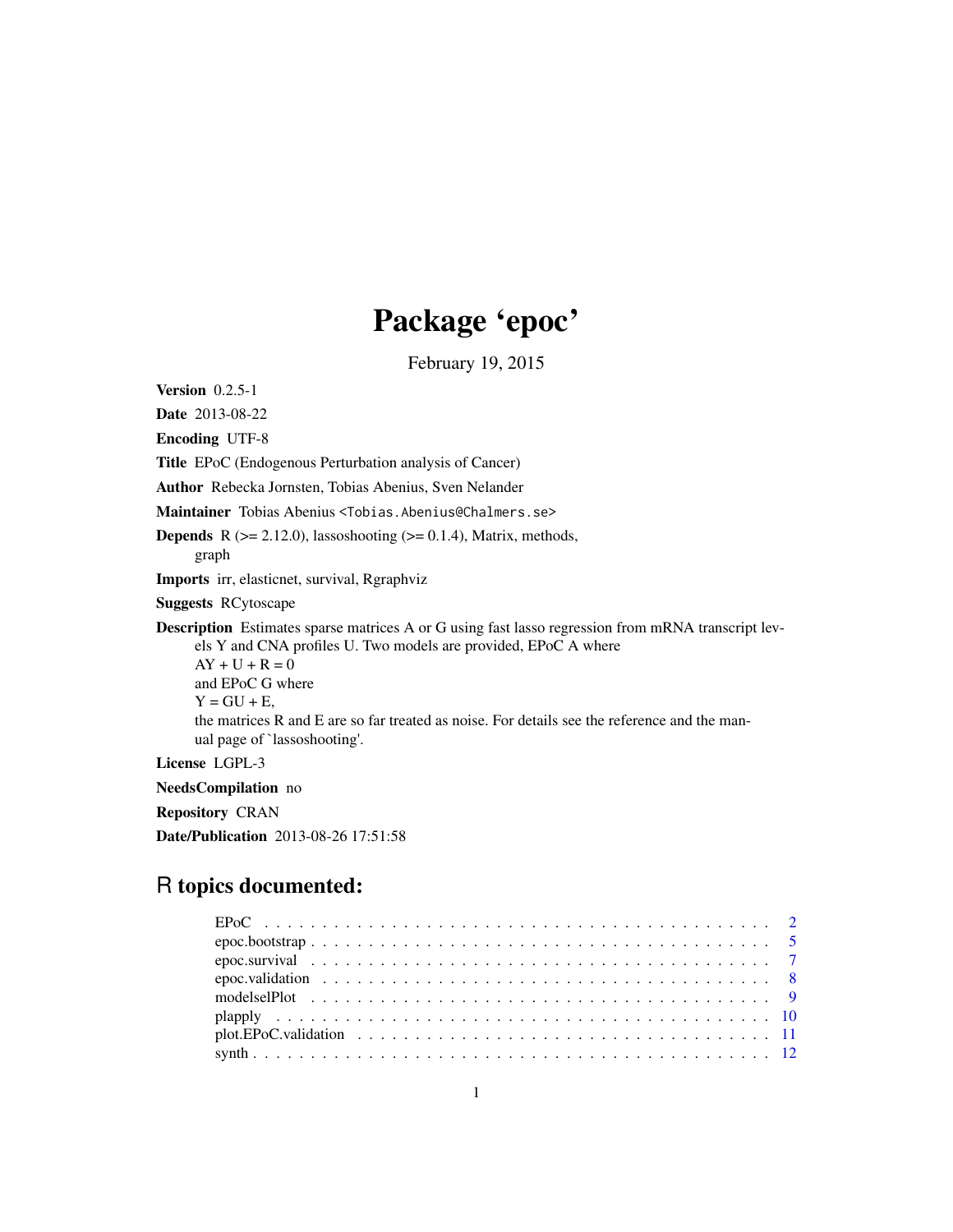# Package 'epoc'

February 19, 2015

**Version** 0.2.5-1

**Date** 2013-08-22

**Encoding** UTF-8

**Title** EPoC (Endogenous Perturbation analysis of Cancer)

**Author** Rebecka Jornsten, Tobias Abenius, Sven Nelander

**Maintainer** Tobias Abenius <Tobias.Abenius@Chalmers.se>

**Depends** R (>= 2.12.0), lassoshooting (>= 0.1.4), Matrix, methods, graph

**Imports** irr, elasticnet, survival, Rgraphviz

**Suggests** RCytoscape

**Description** Estimates sparse matrices A or G using fast lasso regression from mRNA transcript levels Y and CNA profiles U. Two models are provided, EPoC A where
AY + U + R = 0
and EPoC G where
Y = GU + E,
the matrices R and E are so far treated as noise. For details see the reference and the manual page of `lassoshooting'.

**License** LGPL-3

**NeedsCompilation** no

**Repository** CRAN

**Date/Publication** 2013-08-26 17:51:58

## R topics documented:

| | |
|---|---|
| EPoC | 2 |
| epoc.bootstrap | 5 |
| epoc.survival | 7 |
| epoc.validation | 8 |
| modelselPlot | 9 |
| plapply | 10 |
| plot.EPoC.validation | 11 |
| synth | 12 |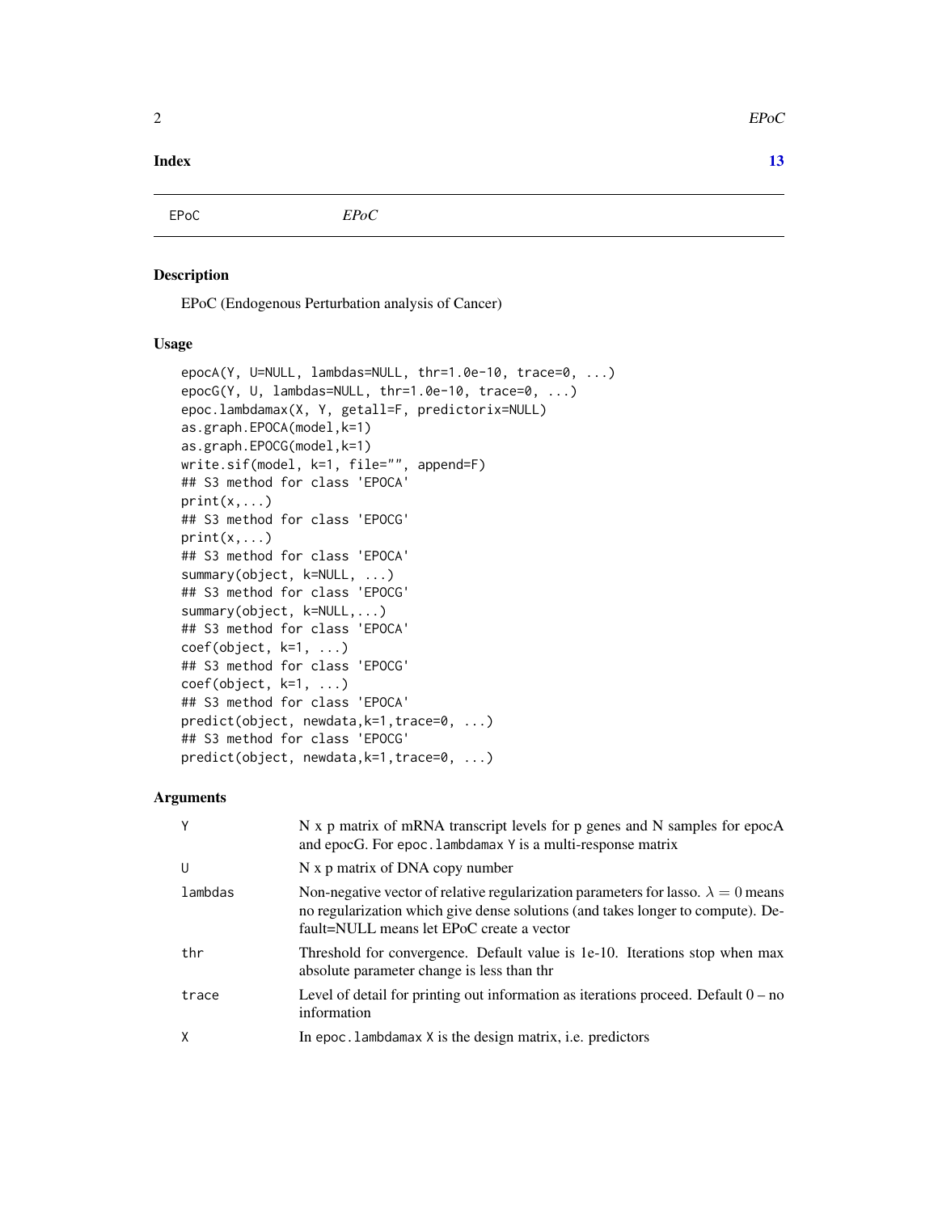**Index** **13**

---

EPoC *EPoC*

---

## Description

EPoC (Endogenous Perturbation analysis of Cancer)

## Usage

```
epocA(Y, U=NULL, lambdas=NULL, thr=1.0e-10, trace=0, ...)
epocG(Y, U, lambdas=NULL, thr=1.0e-10, trace=0, ...)
epoc.lambdamax(X, Y, getall=F, predictorix=NULL)
as.graph.EPOCA(model,k=1)
as.graph.EPOCG(model,k=1)
write.sif(model, k=1, file="", append=F)
## S3 method for class 'EPOCA'
print(x,...)
## S3 method for class 'EPOCG'
print(x,...)
## S3 method for class 'EPOCA'
summary(object, k=NULL, ...)
## S3 method for class 'EPOCG'
summary(object, k=NULL,...)
## S3 method for class 'EPOCA'
coef(object, k=1, ...)
## S3 method for class 'EPOCG'
coef(object, k=1, ...)
## S3 method for class 'EPOCA'
predict(object, newdata,k=1,trace=0, ...)
## S3 method for class 'EPOCG'
predict(object, newdata,k=1,trace=0, ...)
```

## Arguments

| | |
|---|---|
| Y | N x p matrix of mRNA transcript levels for p genes and N samples for epocA and epocG. For `epoc.lambdamax` `Y` is a multi-response matrix |
| U | N x p matrix of DNA copy number |
| lambdas | Non-negative vector of relative regularization parameters for lasso. $\lambda = 0$ means no regularization which give dense solutions (and takes longer to compute). Default=NULL means let EPoC create a vector |
| thr | Threshold for convergence. Default value is 1e-10. Iterations stop when max absolute parameter change is less than thr |
| trace | Level of detail for printing out information as iterations proceed. Default 0 – no information |
| X | In `epoc.lambdamax` `X` is the design matrix, i.e. predictors |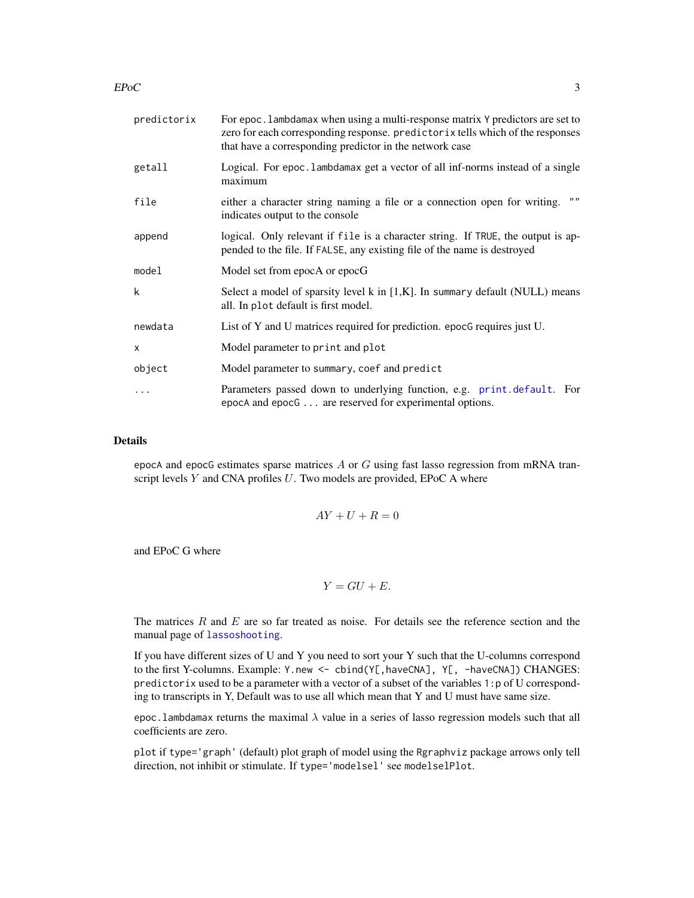| | |
|---|---|
| `predictorix` | For `epoc.lambdamax` when using a multi-response matrix `Y` predictors are set to zero for each corresponding response. `predictorix` tells which of the responses that have a corresponding predictor in the network case |
| `getall` | Logical. For `epoc.lambdamax` get a vector of all inf-norms instead of a single maximum |
| `file` | either a character string naming a file or a connection open for writing. `""` indicates output to the console |
| `append` | logical. Only relevant if `file` is a character string. If `TRUE`, the output is appended to the file. If `FALSE`, any existing file of the name is destroyed |
| `model` | Model set from epocA or epocG |
| `k` | Select a model of sparsity level k in [1,K]. In `summary` default (NULL) means all. In `plot` default is first model. |
| `newdata` | List of Y and U matrices required for prediction. `epocG` requires just U. |
| `x` | Model parameter to `print` and `plot` |
| `object` | Model parameter to `summary`, `coef` and `predict` |
| `...` | Parameters passed down to underlying function, e.g. `print.default`. For `epocA` and `epocG` `...` are reserved for experimental options. |

## Details

`epocA` and `epocG` estimates sparse matrices $A$ or $G$ using fast lasso regression from mRNA transcript levels $Y$ and CNA profiles $U$. Two models are provided, EPoC A where

$$AY + U + R = 0$$

and EPoC G where

$$Y = GU + E.$$

The matrices $R$ and $E$ are so far treated as noise. For details see the reference section and the manual page of `lassoshooting`.

If you have different sizes of U and Y you need to sort your Y such that the U-columns correspond to the first Y-columns. Example: `Y.new <- cbind(Y[,haveCNA], Y[, -haveCNA])` CHANGES: `predictorix` used to be a parameter with a vector of a subset of the variables `1:p` of U corresponding to transcripts in Y, Default was to use all which mean that Y and U must have same size.

`epoc.lambdamax` returns the maximal $\lambda$ value in a series of lasso regression models such that all coefficients are zero.

`plot` if `type='graph'` (default) plot graph of model using the `Rgraphviz` package arrows only tell direction, not inhibit or stimulate. If `type='modelsel'` see `modelselPlot`.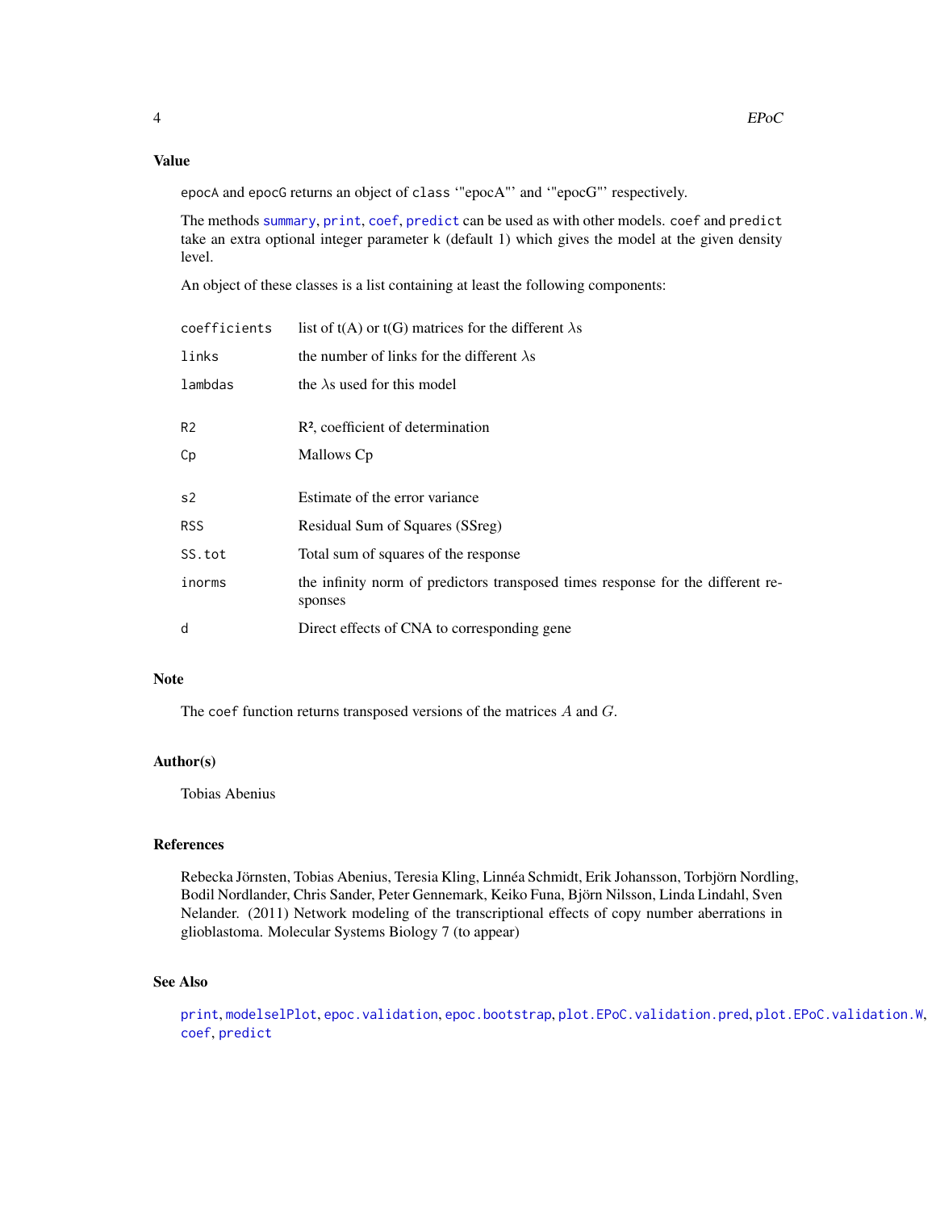## Value

`epocA` and `epocG` returns an object of `class` '"epocA"' and '"epocG"' respectively.

The methods `summary`, `print`, `coef`, `predict` can be used as with other models. `coef` and `predict` take an extra optional integer parameter `k` (default 1) which gives the model at the given density level.

An object of these classes is a list containing at least the following components:

| | |
|---|---|
| `coefficients` | list of t(A) or t(G) matrices for the different $\lambda$s |
| `links` | the number of links for the different $\lambda$s |
| `lambdas` | the $\lambda$s used for this model |
| `R2` | $R^2$, coefficient of determination |
| `Cp` | Mallows Cp |
| `s2` | Estimate of the error variance |
| `RSS` | Residual Sum of Squares (SSreg) |
| `SS.tot` | Total sum of squares of the response |
| `inorms` | the infinity norm of predictors transposed times response for the different responses |
| `d` | Direct effects of CNA to corresponding gene |

## Note

The `coef` function returns transposed versions of the matrices $A$ and $G$.

## Author(s)

Tobias Abenius

## References

Rebecka Jörnsten, Tobias Abenius, Teresia Kling, Linnéa Schmidt, Erik Johansson, Torbjörn Nordling, Bodil Nordlander, Chris Sander, Peter Gennemark, Keiko Funa, Björn Nilsson, Linda Lindahl, Sven Nelander. (2011) Network modeling of the transcriptional effects of copy number aberrations in glioblastoma. Molecular Systems Biology 7 (to appear)

## See Also

`print`, `modelselPlot`, `epoc.validation`, `epoc.bootstrap`, `plot.EPoC.validation.pred`, `plot.EPoC.validation.W`, `coef`, `predict`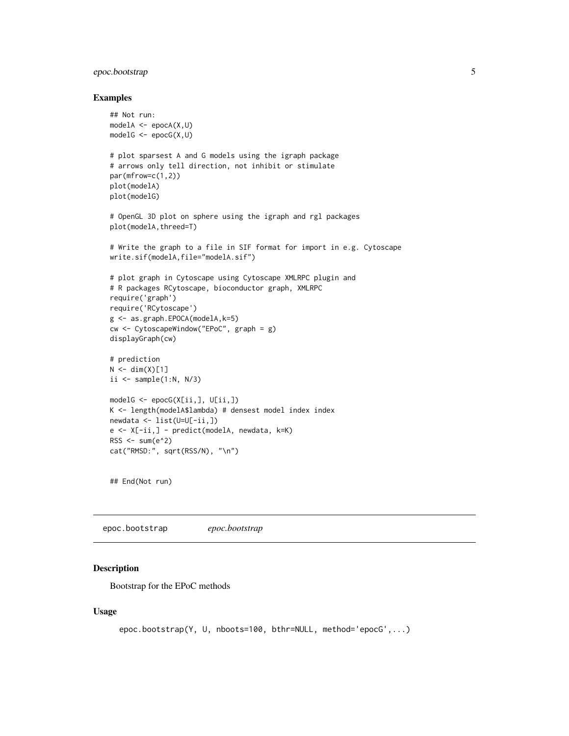## Examples

```
## Not run:
modelA <- epocA(X,U)
modelG <- epocG(X,U)

# plot sparsest A and G models using the igraph package
# arrows only tell direction, not inhibit or stimulate
par(mfrow=c(1,2))
plot(modelA)
plot(modelG)

# OpenGL 3D plot on sphere using the igraph and rgl packages
plot(modelA,threed=T)

# Write the graph to a file in SIF format for import in e.g. Cytoscape
write.sif(modelA,file="modelA.sif")

# plot graph in Cytoscape using Cytoscape XMLRPC plugin and
# R packages RCytoscape, bioconductor graph, XMLRPC
require('graph')
require('RCytoscape')
g <- as.graph.EPOCA(modelA,k=5)
cw <- CytoscapeWindow("EPoC", graph = g)
displayGraph(cw)

# prediction
N <- dim(X)[1]
ii <- sample(1:N, N/3)

modelG <- epocG(X[ii,], U[ii,])
K <- length(modelA$lambda) # densest model index index
newdata <- list(U=U[-ii,])
e <- X[-ii,] - predict(modelA, newdata, k=K)
RSS <- sum(e^2)
cat("RMSD:", sqrt(RSS/N), "\n")


## End(Not run)
```

---

# epoc.bootstrap *epoc.bootstrap*

## Description

Bootstrap for the EPoC methods

## Usage

```
epoc.bootstrap(Y, U, nboots=100, bthr=NULL, method='epocG',...)
```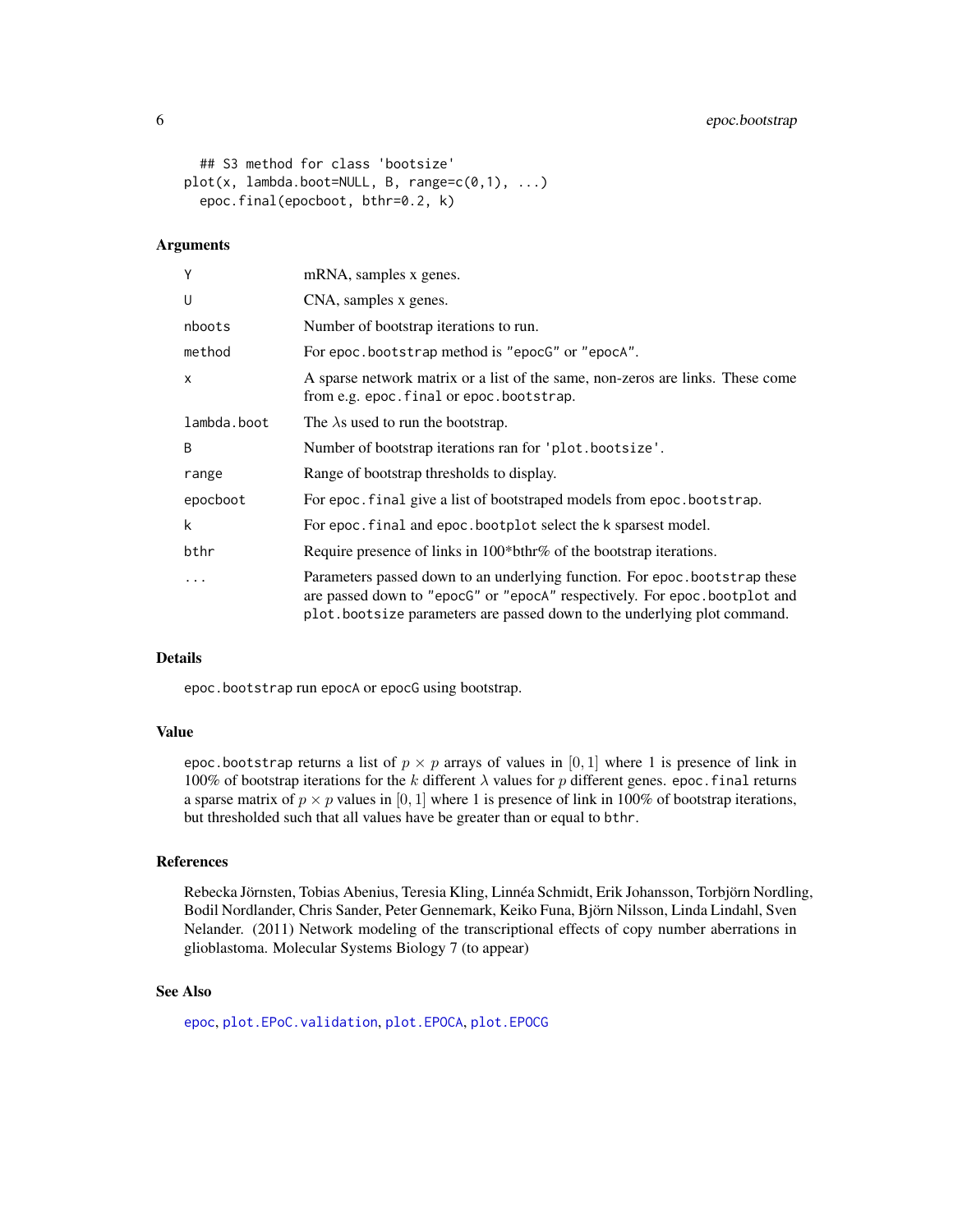```
## S3 method for class 'bootsize'
plot(x, lambda.boot=NULL, B, range=c(0,1), ...)
epoc.final(epocboot, bthr=0.2, k)
```

### Arguments

| | |
|---|---|
| `Y` | mRNA, samples x genes. |
| `U` | CNA, samples x genes. |
| `nboots` | Number of bootstrap iterations to run. |
| `method` | For `epoc.bootstrap` method is `"epocG"` or `"epocA"`. |
| `x` | A sparse network matrix or a list of the same, non-zeros are links. These come from e.g. `epoc.final` or `epoc.bootstrap`. |
| `lambda.boot` | The $\lambda$s used to run the bootstrap. |
| `B` | Number of bootstrap iterations ran for `'plot.bootsize'`. |
| `range` | Range of bootstrap thresholds to display. |
| `epocboot` | For `epoc.final` give a list of bootstraped models from `epoc.bootstrap`. |
| `k` | For `epoc.final` and `epoc.bootplot` select the k sparsest model. |
| `bthr` | Require presence of links in 100*bthr% of the bootstrap iterations. |
| `...` | Parameters passed down to an underlying function. For `epoc.bootstrap` these are passed down to `"epocG"` or `"epocA"` respectively. For `epoc.bootplot` and `plot.bootsize` parameters are passed down to the underlying plot command. |

### Details

`epoc.bootstrap` run `epocA` or `epocG` using bootstrap.

### Value

`epoc.bootstrap` returns a list of $p \times p$ arrays of values in $[0, 1]$ where 1 is presence of link in 100% of bootstrap iterations for the $k$ different $\lambda$ values for $p$ different genes. `epoc.final` returns a sparse matrix of $p \times p$ values in $[0, 1]$ where 1 is presence of link in 100% of bootstrap iterations, but thresholded such that all values have be greater than or equal to `bthr`.

### References

Rebecka Jörnsten, Tobias Abenius, Teresia Kling, Linnéa Schmidt, Erik Johansson, Torbjörn Nordling, Bodil Nordlander, Chris Sander, Peter Gennemark, Keiko Funa, Björn Nilsson, Linda Lindahl, Sven Nelander. (2011) Network modeling of the transcriptional effects of copy number aberrations in glioblastoma. Molecular Systems Biology 7 (to appear)

### See Also

`epoc`, `plot.EPoC.validation`, `plot.EPOCA`, `plot.EPOCG`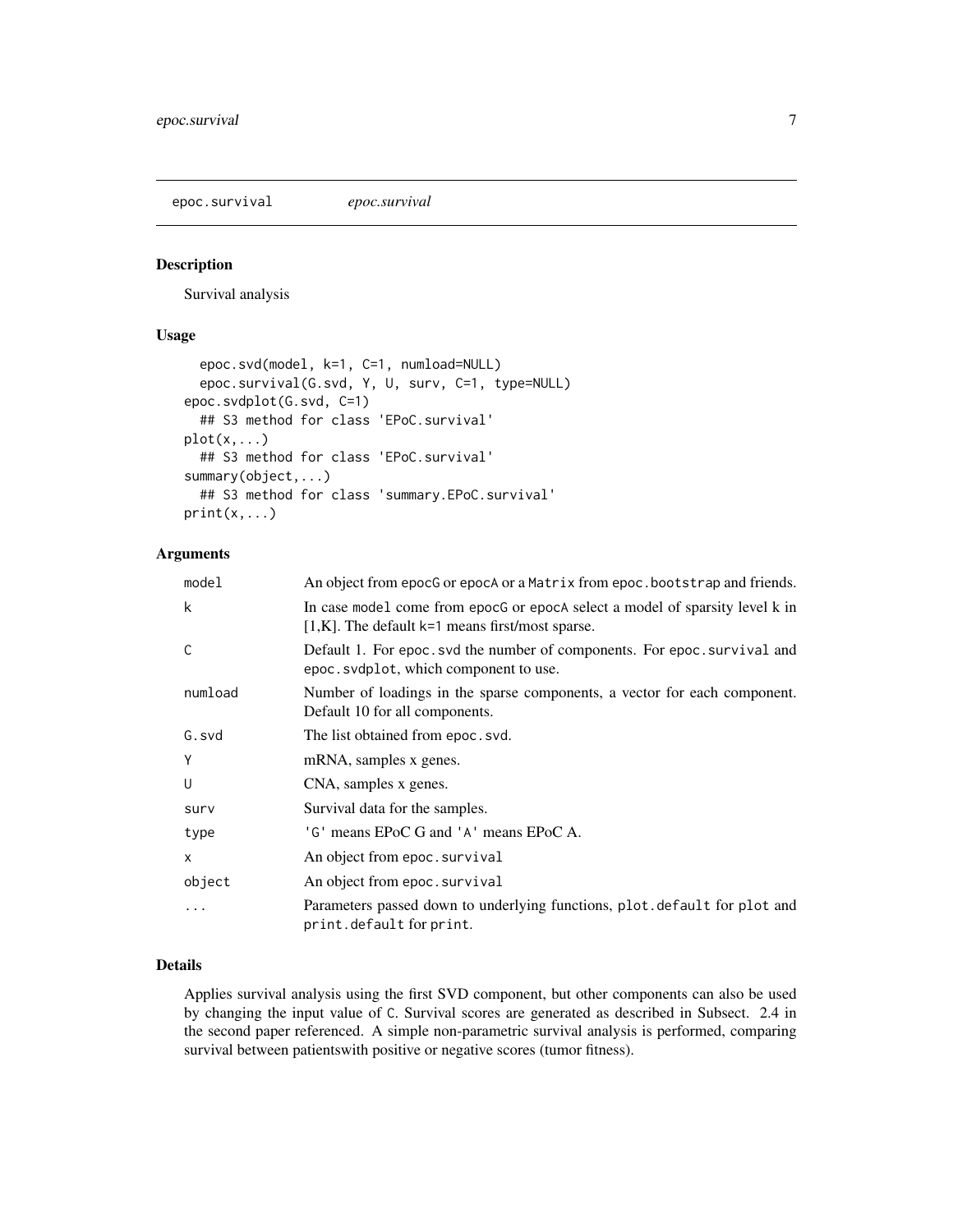epoc.survival *epoc.survival*

## Description

Survival analysis

## Usage

```
  epoc.svd(model, k=1, C=1, numload=NULL)
  epoc.survival(G.svd, Y, U, surv, C=1, type=NULL)
epoc.svdplot(G.svd, C=1)
  ## S3 method for class 'EPoC.survival'
plot(x,...)
  ## S3 method for class 'EPoC.survival'
summary(object,...)
  ## S3 method for class 'summary.EPoC.survival'
print(x,...)
```

## Arguments

| | |
|---|---|
| `model` | An object from `epocG` or `epocA` or a `Matrix` from `epoc.bootstrap` and friends. |
| `k` | In case `model` come from `epocG` or `epocA` select a model of sparsity level k in [1,K]. The default `k=1` means first/most sparse. |
| `C` | Default 1. For `epoc.svd` the number of components. For `epoc.survival` and `epoc.svdplot`, which component to use. |
| `numload` | Number of loadings in the sparse components, a vector for each component. Default 10 for all components. |
| `G.svd` | The list obtained from `epoc.svd`. |
| `Y` | mRNA, samples x genes. |
| `U` | CNA, samples x genes. |
| `surv` | Survival data for the samples. |
| `type` | `'G'` means EPoC G and `'A'` means EPoC A. |
| `x` | An object from `epoc.survival` |
| `object` | An object from `epoc.survival` |
| `...` | Parameters passed down to underlying functions, `plot.default` for `plot` and `print.default` for `print`. |

## Details

Applies survival analysis using the first SVD component, but other components can also be used by changing the input value of `C`. Survival scores are generated as described in Subsect. 2.4 in the second paper referenced. A simple non-parametric survival analysis is performed, comparing survival between patientswith positive or negative scores (tumor fitness).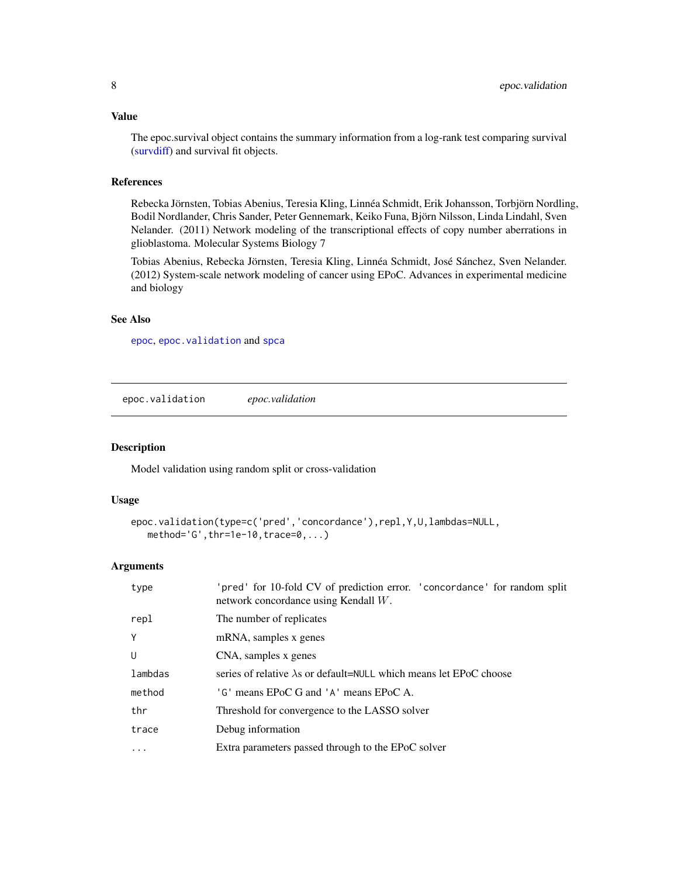## Value

The epoc.survival object contains the summary information from a log-rank test comparing survival (survdiff) and survival fit objects.

## References

Rebecka Jörnsten, Tobias Abenius, Teresia Kling, Linnéa Schmidt, Erik Johansson, Torbjörn Nordling, Bodil Nordlander, Chris Sander, Peter Gennemark, Keiko Funa, Björn Nilsson, Linda Lindahl, Sven Nelander. (2011) Network modeling of the transcriptional effects of copy number aberrations in glioblastoma. Molecular Systems Biology 7

Tobias Abenius, Rebecka Jörnsten, Teresia Kling, Linnéa Schmidt, José Sánchez, Sven Nelander. (2012) System-scale network modeling of cancer using EPoC. Advances in experimental medicine and biology

## See Also

`epoc`, `epoc.validation` and `spca`

---

# epoc.validation — *epoc.validation*

## Description

Model validation using random split or cross-validation

## Usage

```
epoc.validation(type=c('pred','concordance'),repl,Y,U,lambdas=NULL,
   method='G',thr=1e-10,trace=0,...)
```

## Arguments

| Argument | Description |
|---|---|
| `type` | `'pred'` for 10-fold CV of prediction error. `'concordance'` for random split network concordance using Kendall $W$. |
| `repl` | The number of replicates |
| `Y` | mRNA, samples x genes |
| `U` | CNA, samples x genes |
| `lambdas` | series of relative $\lambda$s or default=`NULL` which means let EPoC choose |
| `method` | `'G'` means EPoC G and `'A'` means EPoC A. |
| `thr` | Threshold for convergence to the LASSO solver |
| `trace` | Debug information |
| `...` | Extra parameters passed through to the EPoC solver |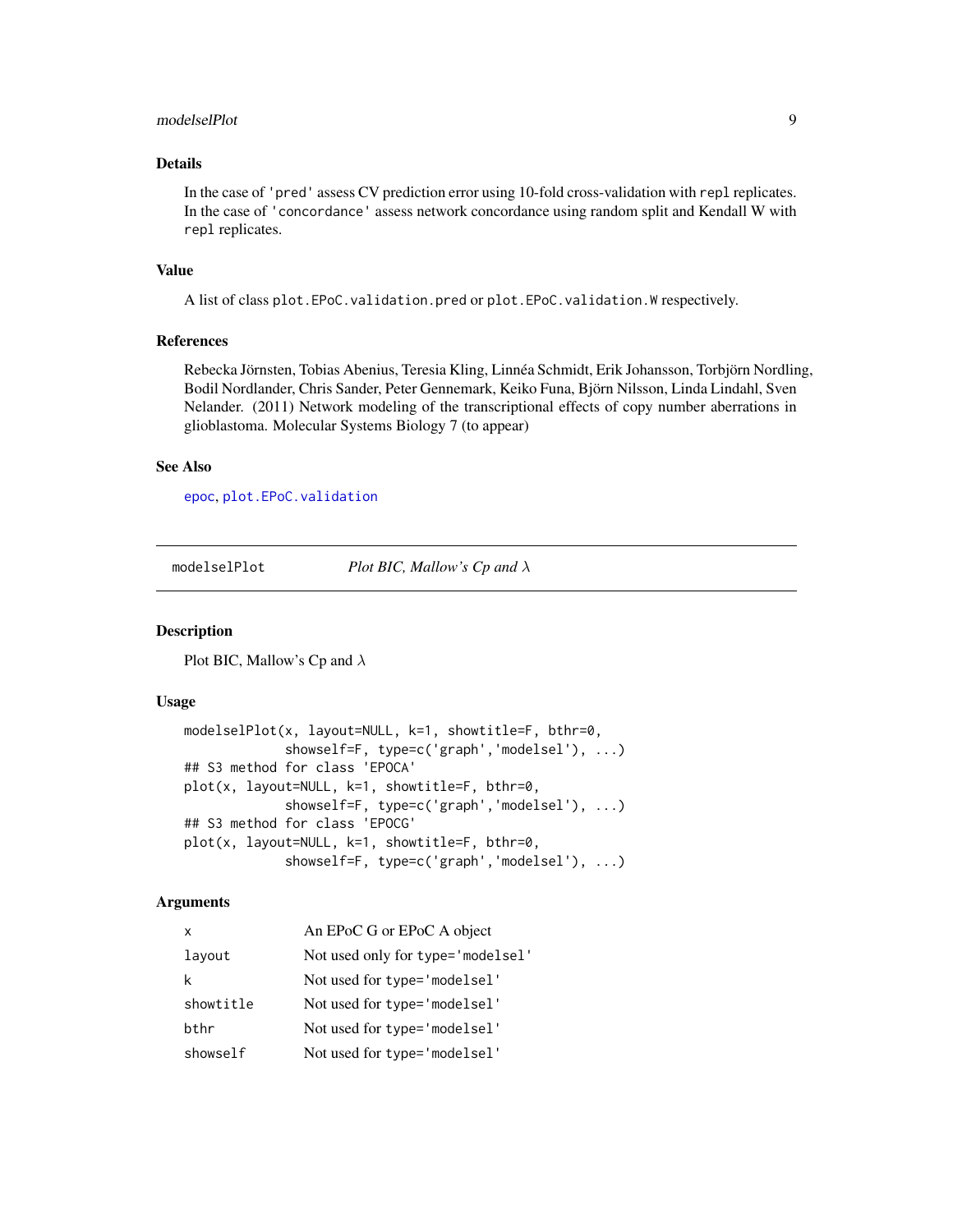### Details

In the case of `'pred'` assess CV prediction error using 10-fold cross-validation with `repl` replicates. In the case of `'concordance'` assess network concordance using random split and Kendall W with `repl` replicates.

### Value

A list of class `plot.EPoC.validation.pred` or `plot.EPoC.validation.W` respectively.

### References

Rebecka Jörnsten, Tobias Abenius, Teresia Kling, Linnéa Schmidt, Erik Johansson, Torbjörn Nordling, Bodil Nordlander, Chris Sander, Peter Gennemark, Keiko Funa, Björn Nilsson, Linda Lindahl, Sven Nelander. (2011) Network modeling of the transcriptional effects of copy number aberrations in glioblastoma. Molecular Systems Biology 7 (to appear)

### See Also

`epoc`, `plot.EPoC.validation`

---

## modelselPlot — *Plot BIC, Mallow's Cp and $\lambda$*

### Description

Plot BIC, Mallow's Cp and $\lambda$

### Usage

```
modelselPlot(x, layout=NULL, k=1, showtitle=F, bthr=0,
            showself=F, type=c('graph','modelsel'), ...)
## S3 method for class 'EPOCA'
plot(x, layout=NULL, k=1, showtitle=F, bthr=0,
            showself=F, type=c('graph','modelsel'), ...)
## S3 method for class 'EPOCG'
plot(x, layout=NULL, k=1, showtitle=F, bthr=0,
            showself=F, type=c('graph','modelsel'), ...)
```

### Arguments

| | |
|---|---|
| `x` | An EPoC G or EPoC A object |
| `layout` | Not used only for `type='modelsel'` |
| `k` | Not used for `type='modelsel'` |
| `showtitle` | Not used for `type='modelsel'` |
| `bthr` | Not used for `type='modelsel'` |
| `showself` | Not used for `type='modelsel'` |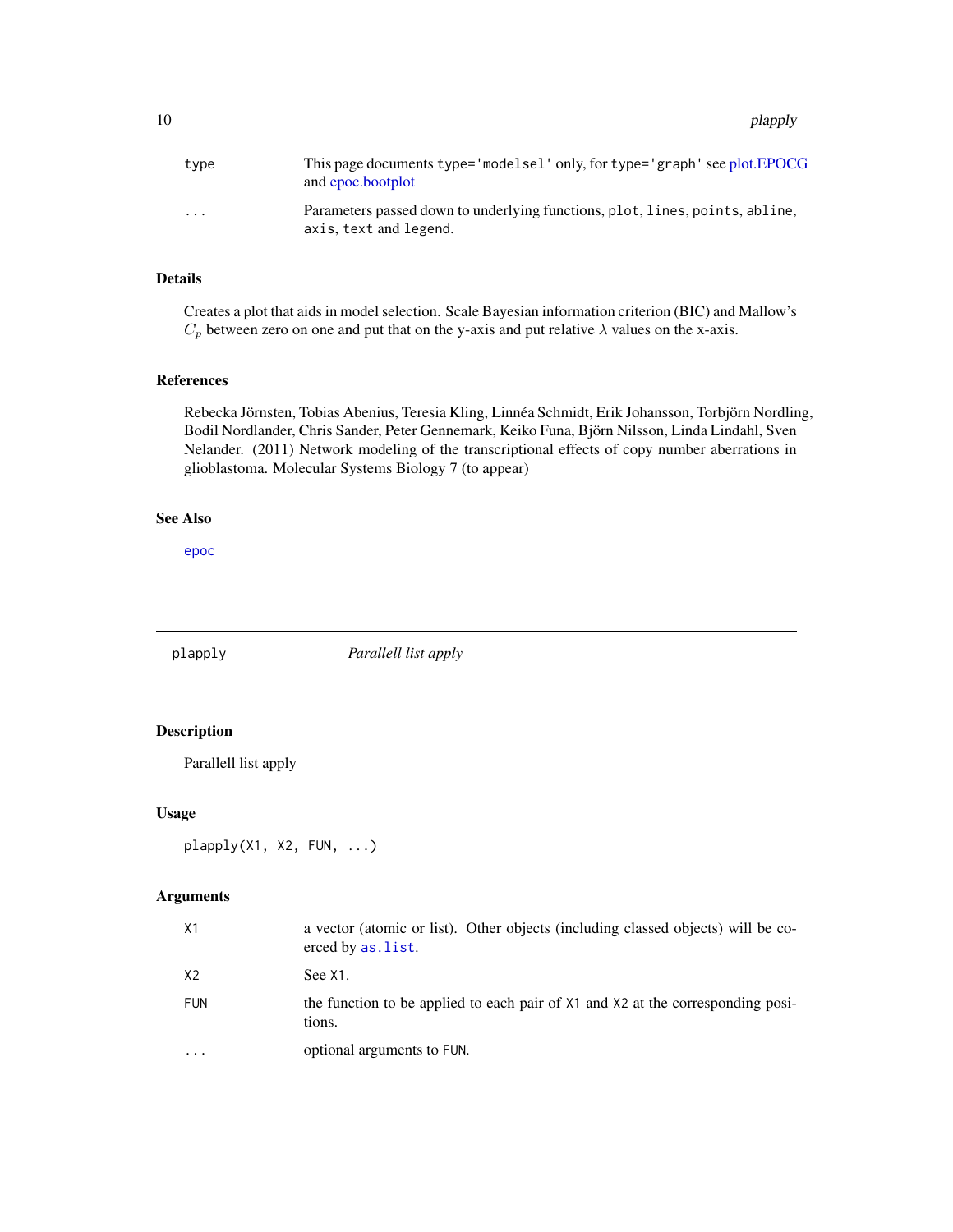| | |
|---|---|
| type | This page documents `type='modelsel'` only, for `type='graph'` see plot.EPOCG and epoc.bootplot |
| ... | Parameters passed down to underlying functions, `plot`, `lines`, `points`, `abline`, `axis`, `text` and `legend`. |

### Details

Creates a plot that aids in model selection. Scale Bayesian information criterion (BIC) and Mallow's $C_p$ between zero on one and put that on the y-axis and put relative $\lambda$ values on the x-axis.

### References

Rebecka Jörnsten, Tobias Abenius, Teresia Kling, Linnéa Schmidt, Erik Johansson, Torbjörn Nordling, Bodil Nordlander, Chris Sander, Peter Gennemark, Keiko Funa, Björn Nilsson, Linda Lindahl, Sven Nelander. (2011) Network modeling of the transcriptional effects of copy number aberrations in glioblastoma. Molecular Systems Biology 7 (to appear)

### See Also

`epoc`

---

## plapply — *Parallell list apply*

---

### Description

Parallell list apply

### Usage

```
plapply(X1, X2, FUN, ...)
```

### Arguments

| | |
|---|---|
| X1 | a vector (atomic or list). Other objects (including classed objects) will be coerced by `as.list`. |
| X2 | See `X1`. |
| FUN | the function to be applied to each pair of `X1` and `X2` at the corresponding positions. |
| ... | optional arguments to `FUN`. |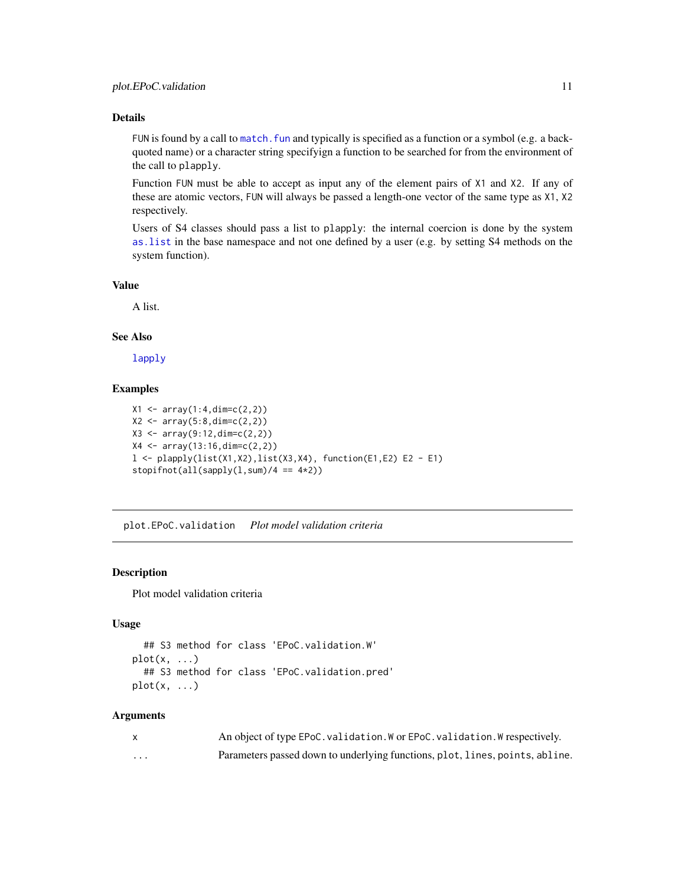### Details

FUN is found by a call to match.fun and typically is specified as a function or a symbol (e.g. a backquoted name) or a character string specifyign a function to be searched for from the environment of the call to plapply.

Function FUN must be able to accept as input any of the element pairs of X1 and X2. If any of these are atomic vectors, FUN will always be passed a length-one vector of the same type as X1, X2 respectively.

Users of S4 classes should pass a list to plapply: the internal coercion is done by the system as.list in the base namespace and not one defined by a user (e.g. by setting S4 methods on the system function).

### Value

A list.

### See Also

lapply

### Examples

```
X1 <- array(1:4,dim=c(2,2))
X2 <- array(5:8,dim=c(2,2))
X3 <- array(9:12,dim=c(2,2))
X4 <- array(13:16,dim=c(2,2))
l <- plapply(list(X1,X2),list(X3,X4), function(E1,E2) E2 - E1)
stopifnot(all(sapply(l,sum)/4 == 4*2))
```

---

## plot.EPoC.validation *Plot model validation criteria*

### Description

Plot model validation criteria

### Usage

```
  ## S3 method for class 'EPoC.validation.W'
plot(x, ...)
  ## S3 method for class 'EPoC.validation.pred'
plot(x, ...)
```

### Arguments

| | |
|---|---|
| x | An object of type EPoC.validation.W or EPoC.validation.W respectively. |
| ... | Parameters passed down to underlying functions, plot, lines, points, abline. |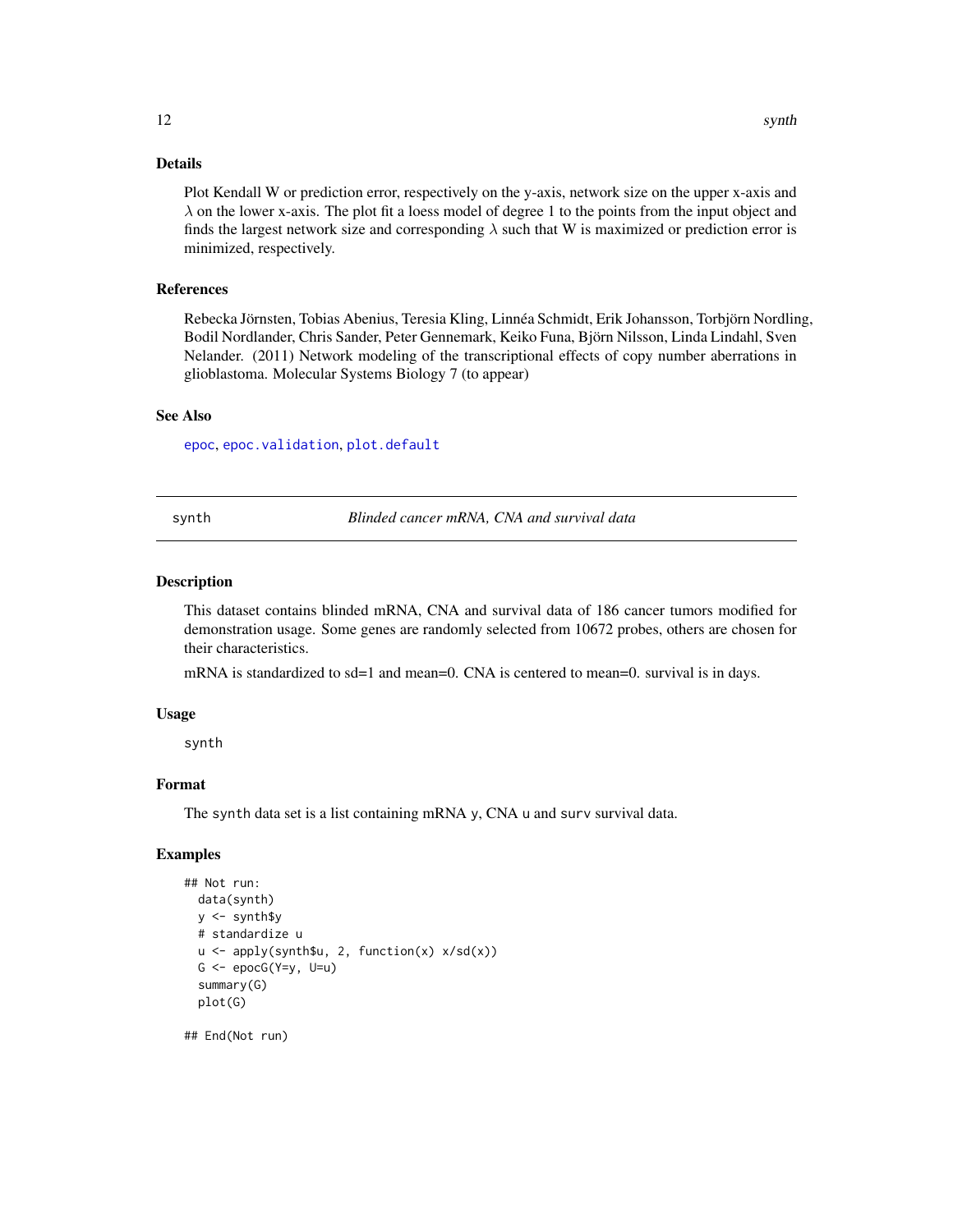### Details

Plot Kendall W or prediction error, respectively on the y-axis, network size on the upper x-axis and $\lambda$ on the lower x-axis. The plot fit a loess model of degree 1 to the points from the input object and finds the largest network size and corresponding $\lambda$ such that W is maximized or prediction error is minimized, respectively.

### References

Rebecka Jörnsten, Tobias Abenius, Teresia Kling, Linnéa Schmidt, Erik Johansson, Torbjörn Nordling, Bodil Nordlander, Chris Sander, Peter Gennemark, Keiko Funa, Björn Nilsson, Linda Lindahl, Sven Nelander. (2011) Network modeling of the transcriptional effects of copy number aberrations in glioblastoma. Molecular Systems Biology 7 (to appear)

### See Also

`epoc`, `epoc.validation`, `plot.default`

---

## synth — *Blinded cancer mRNA, CNA and survival data*

### Description

This dataset contains blinded mRNA, CNA and survival data of 186 cancer tumors modified for demonstration usage. Some genes are randomly selected from 10672 probes, others are chosen for their characteristics.

mRNA is standardized to sd=1 and mean=0. CNA is centered to mean=0. survival is in days.

### Usage

```
synth
```

### Format

The `synth` data set is a list containing mRNA `y`, CNA `u` and `surv` survival data.

### Examples

```
## Not run:
  data(synth)
  y <- synth$y
  # standardize u
  u <- apply(synth$u, 2, function(x) x/sd(x))
  G <- epocG(Y=y, U=u)
  summary(G)
  plot(G)

## End(Not run)
```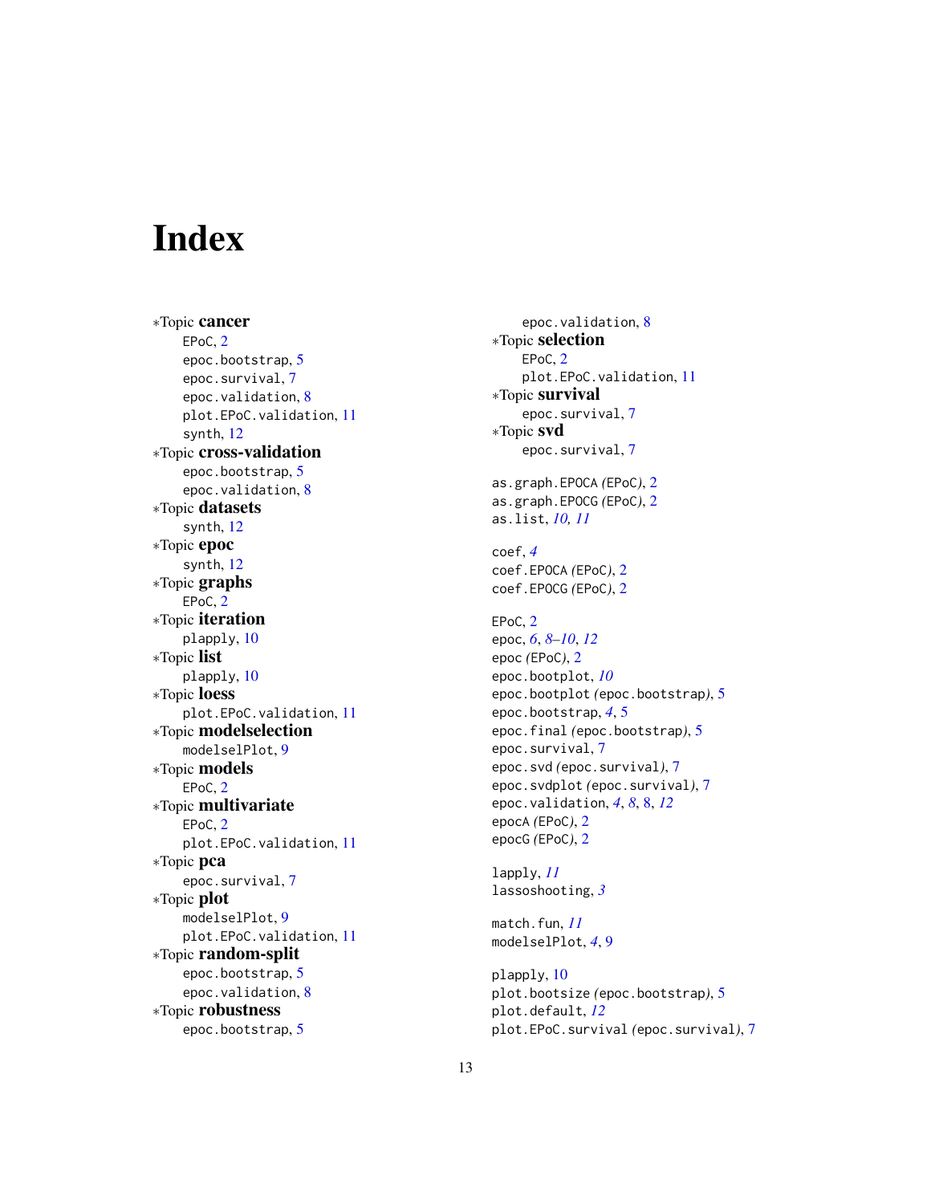# Index

*Topic **cancer**
- EPoC, 2
- epoc.bootstrap, 5
- epoc.survival, 7
- epoc.validation, 8
- plot.EPoC.validation, 11
- synth, 12

*Topic **cross-validation**
- epoc.bootstrap, 5
- epoc.validation, 8

*Topic **datasets**
- synth, 12

*Topic **epoc**
- synth, 12

*Topic **graphs**
- EPoC, 2

*Topic **iteration**
- plapply, 10

*Topic **list**
- plapply, 10

*Topic **loess**
- plot.EPoC.validation, 11

*Topic **modelselection**
- modelselPlot, 9

*Topic **models**
- EPoC, 2

*Topic **multivariate**
- EPoC, 2
- plot.EPoC.validation, 11

*Topic **pca**
- epoc.survival, 7

*Topic **plot**
- modelselPlot, 9
- plot.EPoC.validation, 11

*Topic **random-split**
- epoc.bootstrap, 5
- epoc.validation, 8

*Topic **robustness**
- epoc.bootstrap, 5
- epoc.validation, 8

*Topic **selection**
- EPoC, 2
- plot.EPoC.validation, 11

*Topic **survival**
- epoc.survival, 7

*Topic **svd**
- epoc.survival, 7

as.graph.EPOCA *(EPoC)*, 2
as.graph.EPOCG *(EPoC)*, 2
as.list, *10, 11*

coef, *4*
coef.EPOCA *(EPoC)*, 2
coef.EPOCG *(EPoC)*, 2

EPoC, 2
epoc, *6*, *8–10*, *12*
epoc *(EPoC)*, 2
epoc.bootplot, *10*
epoc.bootplot *(epoc.bootstrap)*, 5
epoc.bootstrap, *4*, 5
epoc.final *(epoc.bootstrap)*, 5
epoc.survival, 7
epoc.svd *(epoc.survival)*, 7
epoc.svdplot *(epoc.survival)*, 7
epoc.validation, *4*, *8*, 8, *12*
epocA *(EPoC)*, 2
epocG *(EPoC)*, 2

lapply, *11*
lassoshooting, *3*

match.fun, *11*
modelselPlot, *4*, 9

plapply, 10
plot.bootsize *(epoc.bootstrap)*, 5
plot.default, *12*
plot.EPoC.survival *(epoc.survival)*, 7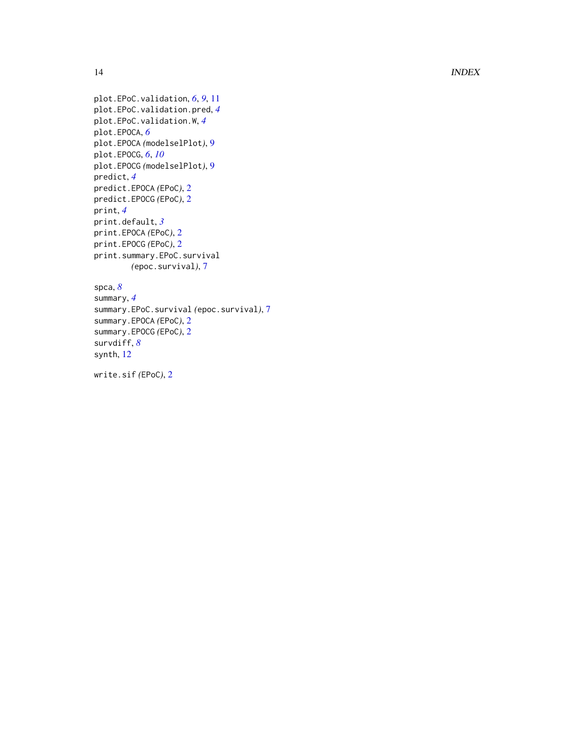plot.EPoC.validation, *6*, *9*, 11
plot.EPoC.validation.pred, *4*
plot.EPoC.validation.W, *4*
plot.EPOCA, *6*
plot.EPOCA *(*modelselPlot*)*, 9
plot.EPOCG, *6*, *10*
plot.EPOCG *(*modelselPlot*)*, 9
predict, *4*
predict.EPOCA *(*EPoC*)*, 2
predict.EPOCG *(*EPoC*)*, 2
print, *4*
print.default, *3*
print.EPOCA *(*EPoC*)*, 2
print.EPOCG *(*EPoC*)*, 2
print.summary.EPoC.survival
*(*epoc.survival*)*, 7

spca, *8*
summary, *4*
summary.EPoC.survival *(*epoc.survival*)*, 7
summary.EPOCA *(*EPoC*)*, 2
summary.EPOCG *(*EPoC*)*, 2
survdiff, *8*
synth, 12

write.sif *(*EPoC*)*, 2